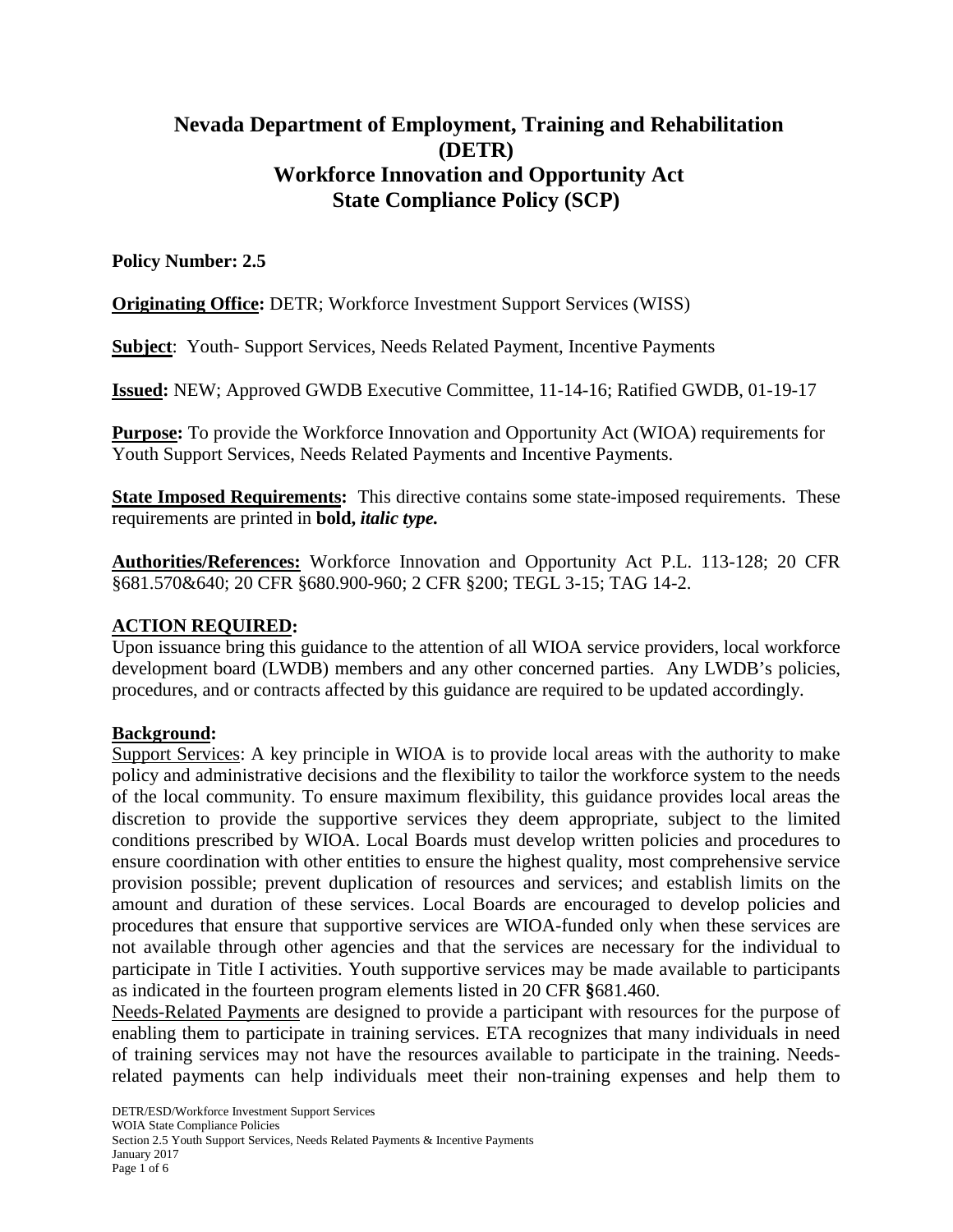# Nevada Department of Employment, Training and Rehabilitation (DETR)
# Workforce Innovation and Opportunity Act
# State Compliance Policy (SCP)

**Policy Number: 2.5**

**Originating Office:** DETR; Workforce Investment Support Services (WISS)

**Subject**: Youth- Support Services, Needs Related Payment, Incentive Payments

**Issued:** NEW; Approved GWDB Executive Committee, 11-14-16; Ratified GWDB, 01-19-17

**Purpose:** To provide the Workforce Innovation and Opportunity Act (WIOA) requirements for Youth Support Services, Needs Related Payments and Incentive Payments.

**State Imposed Requirements:** This directive contains some state-imposed requirements. These requirements are printed in **bold,** ***italic type.***

**Authorities/References:** Workforce Innovation and Opportunity Act P.L. 113-128; 20 CFR §681.570&640; 20 CFR §680.900-960; 2 CFR §200; TEGL 3-15; TAG 14-2.

**ACTION REQUIRED:**

Upon issuance bring this guidance to the attention of all WIOA service providers, local workforce development board (LWDB) members and any other concerned parties. Any LWDB's policies, procedures, and or contracts affected by this guidance are required to be updated accordingly.

**Background:**

Support Services: A key principle in WIOA is to provide local areas with the authority to make policy and administrative decisions and the flexibility to tailor the workforce system to the needs of the local community. To ensure maximum flexibility, this guidance provides local areas the discretion to provide the supportive services they deem appropriate, subject to the limited conditions prescribed by WIOA. Local Boards must develop written policies and procedures to ensure coordination with other entities to ensure the highest quality, most comprehensive service provision possible; prevent duplication of resources and services; and establish limits on the amount and duration of these services. Local Boards are encouraged to develop policies and procedures that ensure that supportive services are WIOA-funded only when these services are not available through other agencies and that the services are necessary for the individual to participate in Title I activities. Youth supportive services may be made available to participants as indicated in the fourteen program elements listed in 20 CFR **§**681.460.

Needs-Related Payments are designed to provide a participant with resources for the purpose of enabling them to participate in training services. ETA recognizes that many individuals in need of training services may not have the resources available to participate in the training. Needs-related payments can help individuals meet their non-training expenses and help them to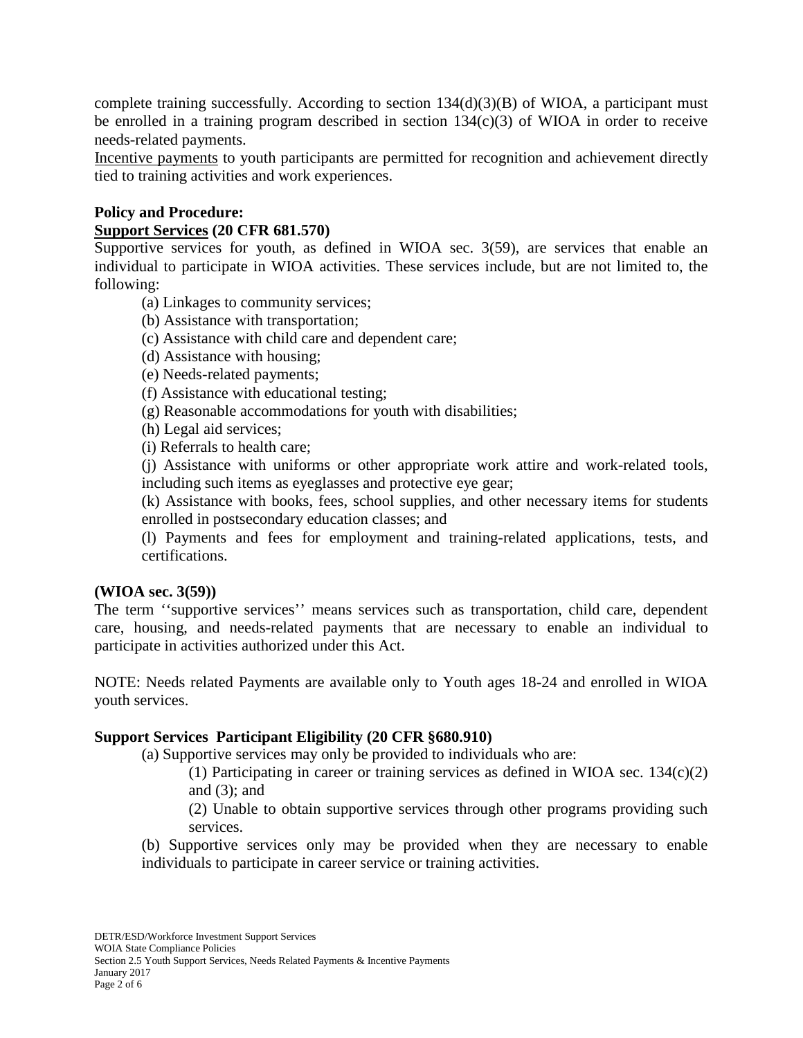complete training successfully. According to section 134(d)(3)(B) of WIOA, a participant must be enrolled in a training program described in section 134(c)(3) of WIOA in order to receive needs-related payments.

Incentive payments to youth participants are permitted for recognition and achievement directly tied to training activities and work experiences.

**Policy and Procedure:**

**Support Services (20 CFR 681.570)**

Supportive services for youth, as defined in WIOA sec. 3(59), are services that enable an individual to participate in WIOA activities. These services include, but are not limited to, the following:

(a) Linkages to community services;

(b) Assistance with transportation;

(c) Assistance with child care and dependent care;

(d) Assistance with housing;

(e) Needs-related payments;

(f) Assistance with educational testing;

(g) Reasonable accommodations for youth with disabilities;

(h) Legal aid services;

(i) Referrals to health care;

(j) Assistance with uniforms or other appropriate work attire and work-related tools, including such items as eyeglasses and protective eye gear;

(k) Assistance with books, fees, school supplies, and other necessary items for students enrolled in postsecondary education classes; and

(l) Payments and fees for employment and training-related applications, tests, and certifications.

**(WIOA sec. 3(59))**

The term ''supportive services'' means services such as transportation, child care, dependent care, housing, and needs-related payments that are necessary to enable an individual to participate in activities authorized under this Act.

NOTE: Needs related Payments are available only to Youth ages 18-24 and enrolled in WIOA youth services.

**Support Services Participant Eligibility (20 CFR §680.910)**

(a) Supportive services may only be provided to individuals who are:

(1) Participating in career or training services as defined in WIOA sec. 134(c)(2) and (3); and

(2) Unable to obtain supportive services through other programs providing such services.

(b) Supportive services only may be provided when they are necessary to enable individuals to participate in career service or training activities.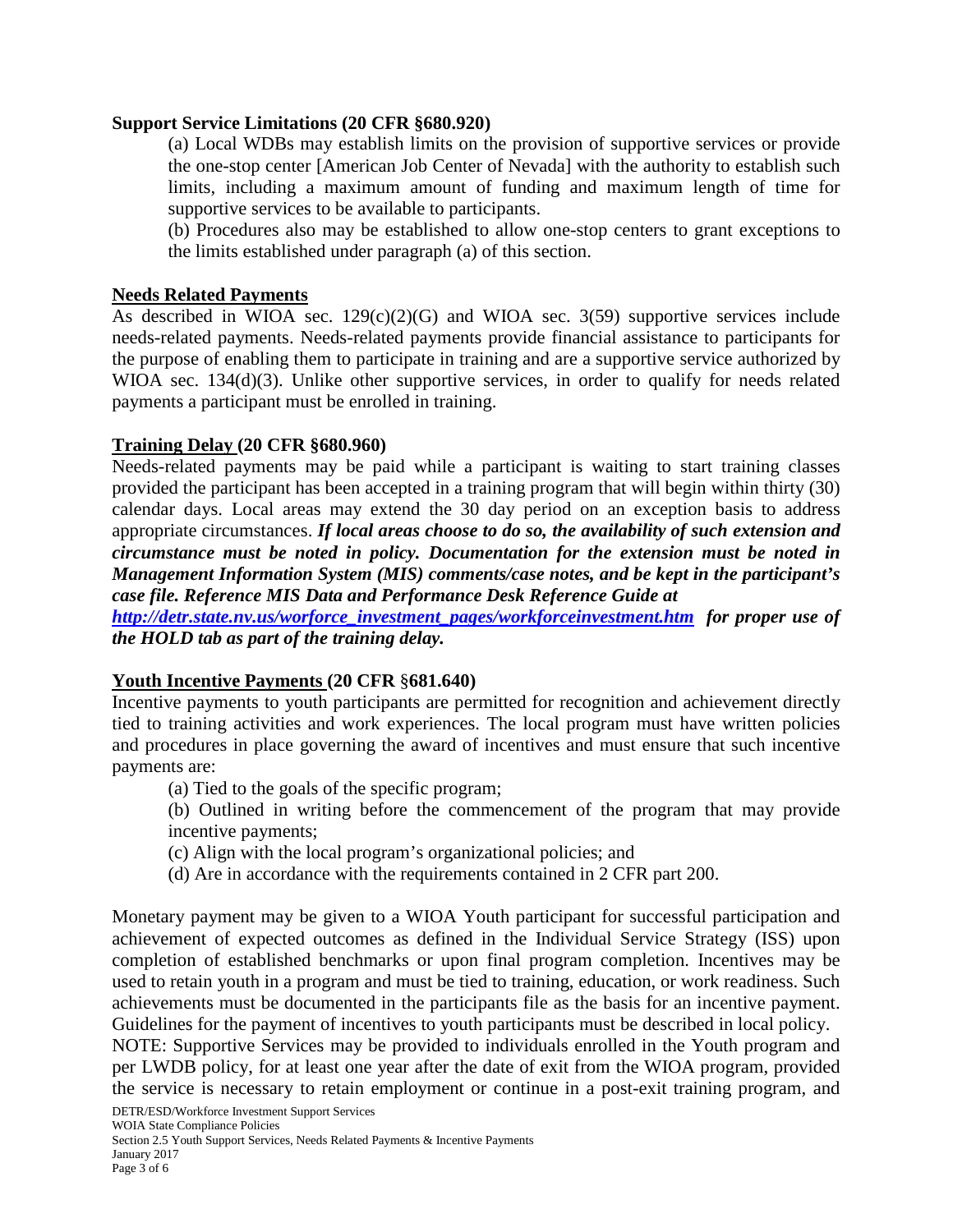**Support Service Limitations (20 CFR §680.920)**

(a) Local WDBs may establish limits on the provision of supportive services or provide the one-stop center [American Job Center of Nevada] with the authority to establish such limits, including a maximum amount of funding and maximum length of time for supportive services to be available to participants.

(b) Procedures also may be established to allow one-stop centers to grant exceptions to the limits established under paragraph (a) of this section.

**Needs Related Payments**

As described in WIOA sec. 129(c)(2)(G) and WIOA sec. 3(59) supportive services include needs-related payments. Needs-related payments provide financial assistance to participants for the purpose of enabling them to participate in training and are a supportive service authorized by WIOA sec. 134(d)(3). Unlike other supportive services, in order to qualify for needs related payments a participant must be enrolled in training.

**Training Delay (20 CFR §680.960)**

Needs-related payments may be paid while a participant is waiting to start training classes provided the participant has been accepted in a training program that will begin within thirty (30) calendar days. Local areas may extend the 30 day period on an exception basis to address appropriate circumstances. ***If local areas choose to do so, the availability of such extension and circumstance must be noted in policy. Documentation for the extension must be noted in Management Information System (MIS) comments/case notes, and be kept in the participant's case file. Reference MIS Data and Performance Desk Reference Guide at [http://detr.state.nv.us/worforce_investment_pages/workforceinvestment.htm](http://detr.state.nv.us/worforce_investment_pages/workforceinvestment.htm) for proper use of the HOLD tab as part of the training delay.***

**Youth Incentive Payments (20 CFR §681.640)**

Incentive payments to youth participants are permitted for recognition and achievement directly tied to training activities and work experiences. The local program must have written policies and procedures in place governing the award of incentives and must ensure that such incentive payments are:

(a) Tied to the goals of the specific program;

(b) Outlined in writing before the commencement of the program that may provide incentive payments;

(c) Align with the local program's organizational policies; and

(d) Are in accordance with the requirements contained in 2 CFR part 200.

Monetary payment may be given to a WIOA Youth participant for successful participation and achievement of expected outcomes as defined in the Individual Service Strategy (ISS) upon completion of established benchmarks or upon final program completion. Incentives may be used to retain youth in a program and must be tied to training, education, or work readiness. Such achievements must be documented in the participants file as the basis for an incentive payment. Guidelines for the payment of incentives to youth participants must be described in local policy.

NOTE: Supportive Services may be provided to individuals enrolled in the Youth program and per LWDB policy, for at least one year after the date of exit from the WIOA program, provided the service is necessary to retain employment or continue in a post-exit training program, and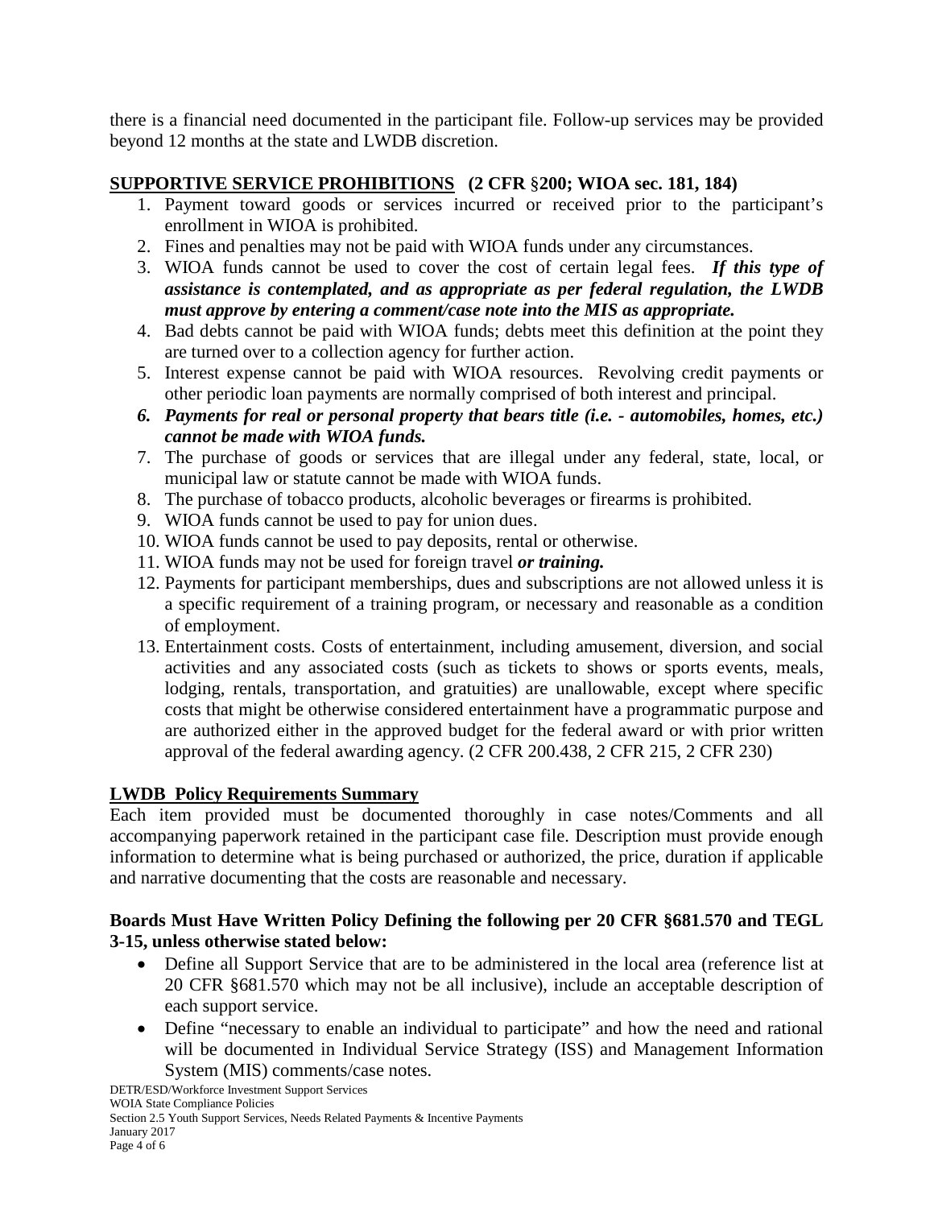there is a financial need documented in the participant file. Follow-up services may be provided beyond 12 months at the state and LWDB discretion.

## SUPPORTIVE SERVICE PROHIBITIONS (2 CFR §200; WIOA sec. 181, 184)

1. Payment toward goods or services incurred or received prior to the participant's enrollment in WIOA is prohibited.
2. Fines and penalties may not be paid with WIOA funds under any circumstances.
3. WIOA funds cannot be used to cover the cost of certain legal fees. ***If this type of assistance is contemplated, and as appropriate as per federal regulation, the LWDB must approve by entering a comment/case note into the MIS as appropriate.***
4. Bad debts cannot be paid with WIOA funds; debts meet this definition at the point they are turned over to a collection agency for further action.
5. Interest expense cannot be paid with WIOA resources. Revolving credit payments or other periodic loan payments are normally comprised of both interest and principal.
6. ***Payments for real or personal property that bears title (i.e. - automobiles, homes, etc.) cannot be made with WIOA funds.***
7. The purchase of goods or services that are illegal under any federal, state, local, or municipal law or statute cannot be made with WIOA funds.
8. The purchase of tobacco products, alcoholic beverages or firearms is prohibited.
9. WIOA funds cannot be used to pay for union dues.
10. WIOA funds cannot be used to pay deposits, rental or otherwise.
11. WIOA funds may not be used for foreign travel ***or training.***
12. Payments for participant memberships, dues and subscriptions are not allowed unless it is a specific requirement of a training program, or necessary and reasonable as a condition of employment.
13. Entertainment costs. Costs of entertainment, including amusement, diversion, and social activities and any associated costs (such as tickets to shows or sports events, meals, lodging, rentals, transportation, and gratuities) are unallowable, except where specific costs that might be otherwise considered entertainment have a programmatic purpose and are authorized either in the approved budget for the federal award or with prior written approval of the federal awarding agency. (2 CFR 200.438, 2 CFR 215, 2 CFR 230)

## LWDB Policy Requirements Summary

Each item provided must be documented thoroughly in case notes/Comments and all accompanying paperwork retained in the participant case file. Description must provide enough information to determine what is being purchased or authorized, the price, duration if applicable and narrative documenting that the costs are reasonable and necessary.

### Boards Must Have Written Policy Defining the following per 20 CFR §681.570 and TEGL 3-15, unless otherwise stated below:

- Define all Support Service that are to be administered in the local area (reference list at 20 CFR §681.570 which may not be all inclusive), include an acceptable description of each support service.
- Define "necessary to enable an individual to participate" and how the need and rational will be documented in Individual Service Strategy (ISS) and Management Information System (MIS) comments/case notes.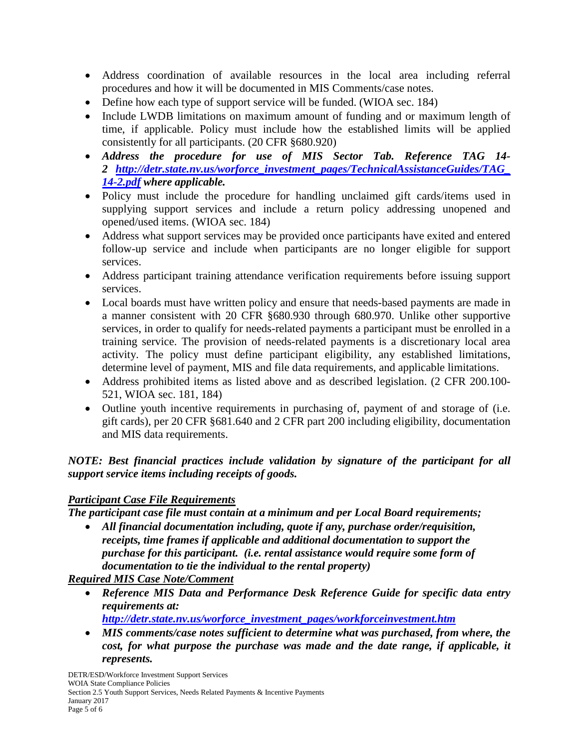- Address coordination of available resources in the local area including referral procedures and how it will be documented in MIS Comments/case notes.
- Define how each type of support service will be funded. (WIOA sec. 184)
- Include LWDB limitations on maximum amount of funding and or maximum length of time, if applicable. Policy must include how the established limits will be applied consistently for all participants. (20 CFR §680.920)
- ***Address the procedure for use of MIS Sector Tab. Reference TAG 14-2 [http://detr.state.nv.us/worforce_investment_pages/TechnicalAssistanceGuides/TAG_14-2.pdf](http://detr.state.nv.us/worforce_investment_pages/TechnicalAssistanceGuides/TAG_14-2.pdf) where applicable.***
- Policy must include the procedure for handling unclaimed gift cards/items used in supplying support services and include a return policy addressing unopened and opened/used items. (WIOA sec. 184)
- Address what support services may be provided once participants have exited and entered follow-up service and include when participants are no longer eligible for support services.
- Address participant training attendance verification requirements before issuing support services.
- Local boards must have written policy and ensure that needs-based payments are made in a manner consistent with 20 CFR §680.930 through 680.970. Unlike other supportive services, in order to qualify for needs-related payments a participant must be enrolled in a training service. The provision of needs-related payments is a discretionary local area activity. The policy must define participant eligibility, any established limitations, determine level of payment, MIS and file data requirements, and applicable limitations.
- Address prohibited items as listed above and as described legislation. (2 CFR 200.100-521, WIOA sec. 181, 184)
- Outline youth incentive requirements in purchasing of, payment of and storage of (i.e. gift cards), per 20 CFR §681.640 and 2 CFR part 200 including eligibility, documentation and MIS data requirements.

***NOTE: Best financial practices include validation by signature of the participant for all support service items including receipts of goods.***

***<u>Participant Case File Requirements</u>***

***The participant case file must contain at a minimum and per Local Board requirements;***

- ***All financial documentation including, quote if any, purchase order/requisition, receipts, time frames if applicable and additional documentation to support the purchase for this participant. (i.e. rental assistance would require some form of documentation to tie the individual to the rental property)***

***<u>Required MIS Case Note/Comment</u>***

- ***Reference MIS Data and Performance Desk Reference Guide for specific data entry requirements at: [http://detr.state.nv.us/worforce_investment_pages/workforceinvestment.htm](http://detr.state.nv.us/worforce_investment_pages/workforceinvestment.htm)***
- ***MIS comments/case notes sufficient to determine what was purchased, from where, the cost, for what purpose the purchase was made and the date range, if applicable, it represents.***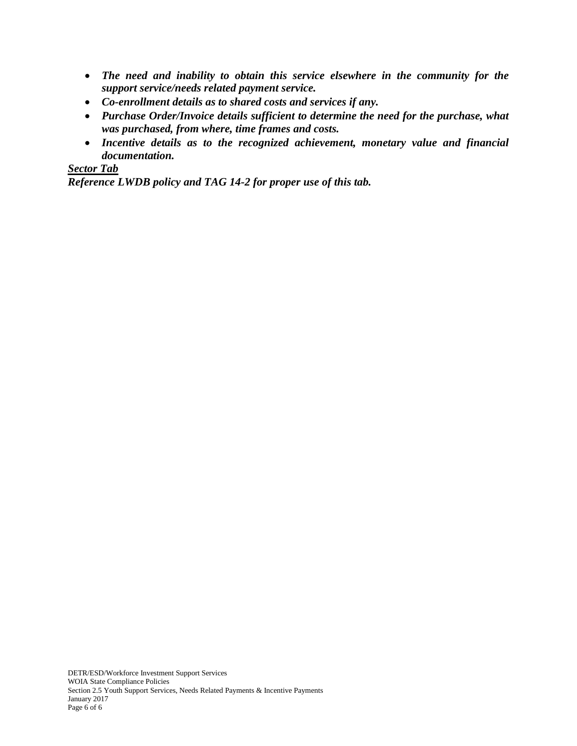- ***The need and inability to obtain this service elsewhere in the community for the support service/needs related payment service.***
- ***Co-enrollment details as to shared costs and services if any.***
- ***Purchase Order/Invoice details sufficient to determine the need for the purchase, what was purchased, from where, time frames and costs.***
- ***Incentive details as to the recognized achievement, monetary value and financial documentation.***

***<u>Sector Tab</u>***

***Reference LWDB policy and TAG 14-2 for proper use of this tab.***